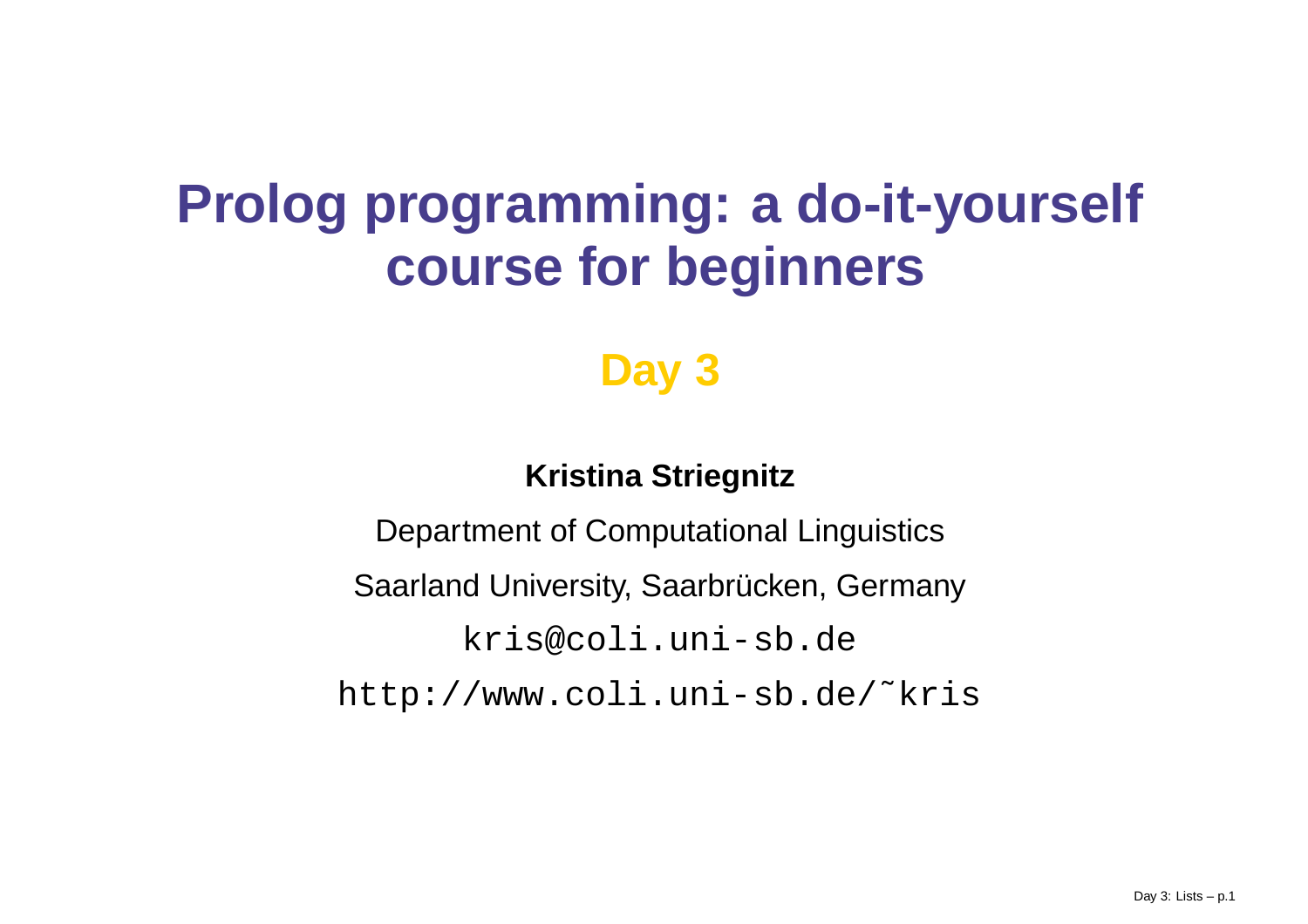# Prolog programming: a do-it-yourself course for beginners

## Day 3

**Kristina Striegnitz**

Department of Computational Linguistics

Saarland University, Saarbrücken, Germany

`kris@coli.uni-sb.de`

`http://www.coli.uni-sb.de/~kris`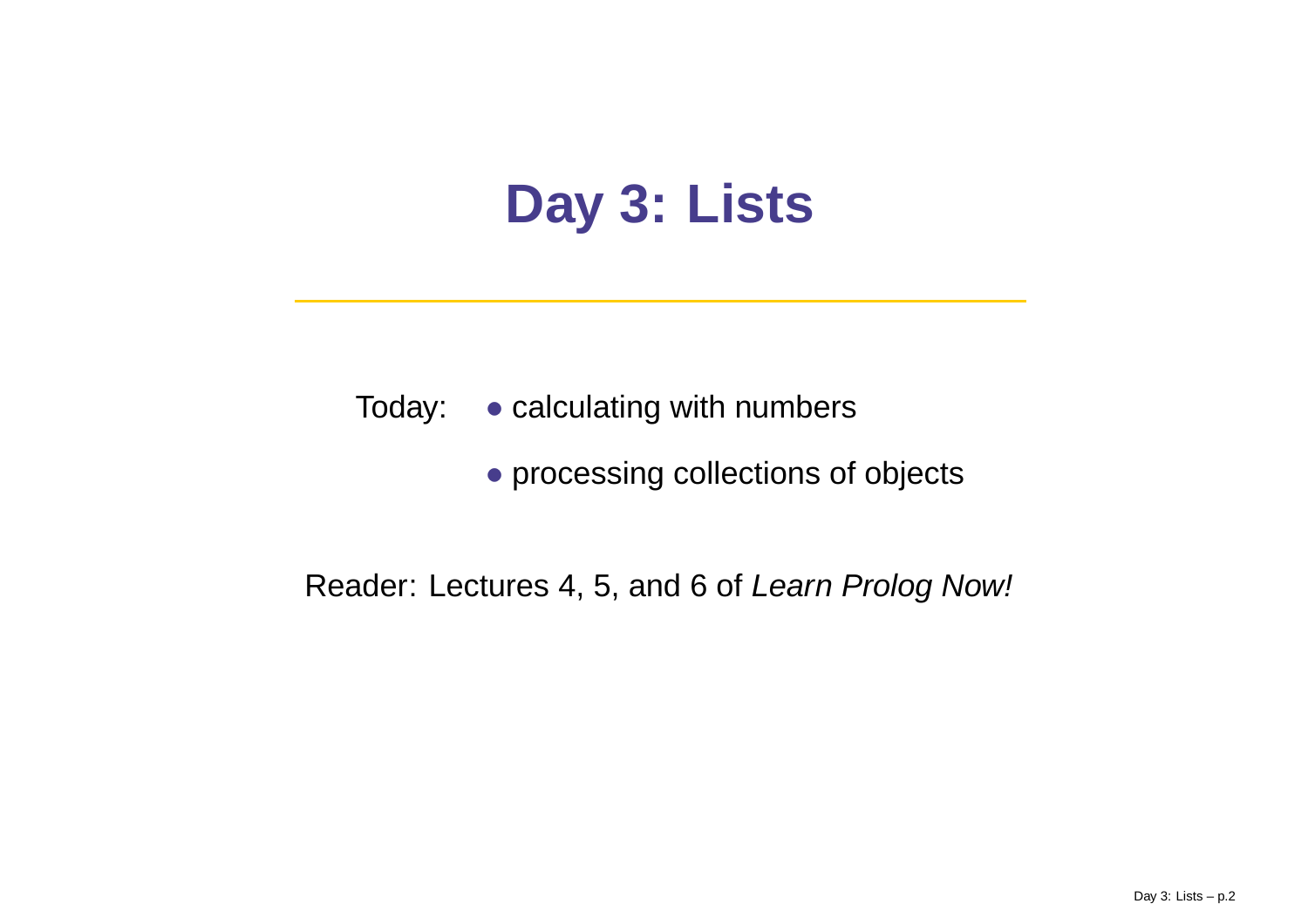# Day 3: Lists

Today:
- calculating with numbers
- processing collections of objects

Reader: Lectures 4, 5, and 6 of *Learn Prolog Now!*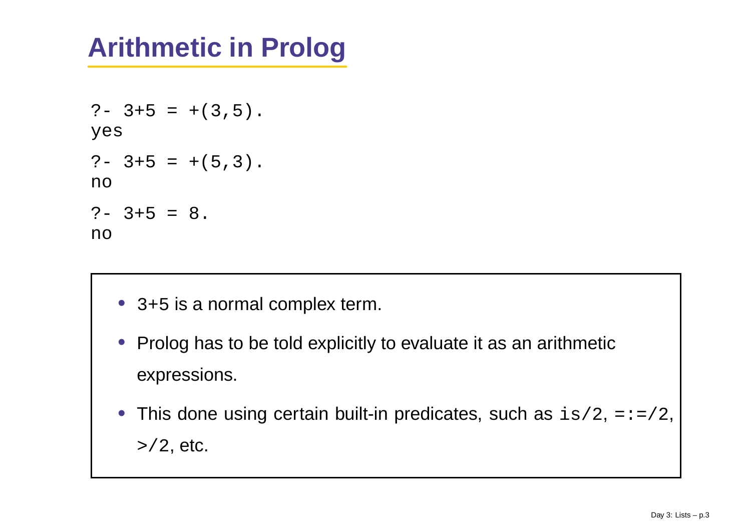# Arithmetic in Prolog

```
?- 3+5 = +(3,5).
yes
?- 3+5 = +(5,3).
no
?- 3+5 = 8.
no
```

- 3+5 is a normal complex term.
- Prolog has to be told explicitly to evaluate it as an arithmetic expressions.
- This done using certain built-in predicates, such as `is/2`, `=:=/2`, `>/2`, etc.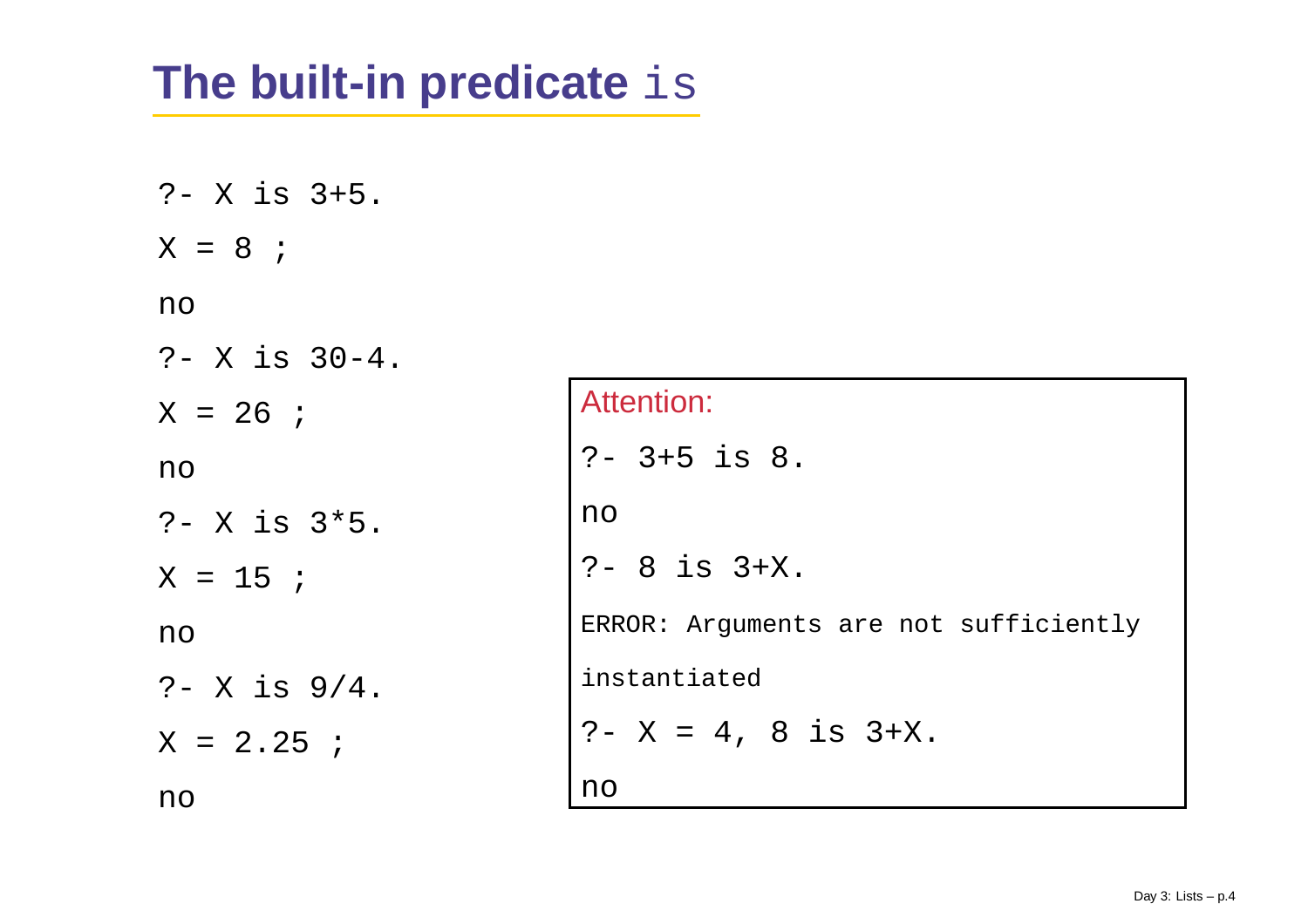# The built-in predicate `is`

```
?- X is 3+5.
X = 8 ;
no
?- X is 30-4.
X = 26 ;
no
?- X is 3*5.
X = 15 ;
no
?- X is 9/4.
X = 2.25 ;
no
```

Attention:

```
?- 3+5 is 8.
no
?- 8 is 3+X.
ERROR: Arguments are not sufficiently
instantiated
?- X = 4, 8 is 3+X.
no
```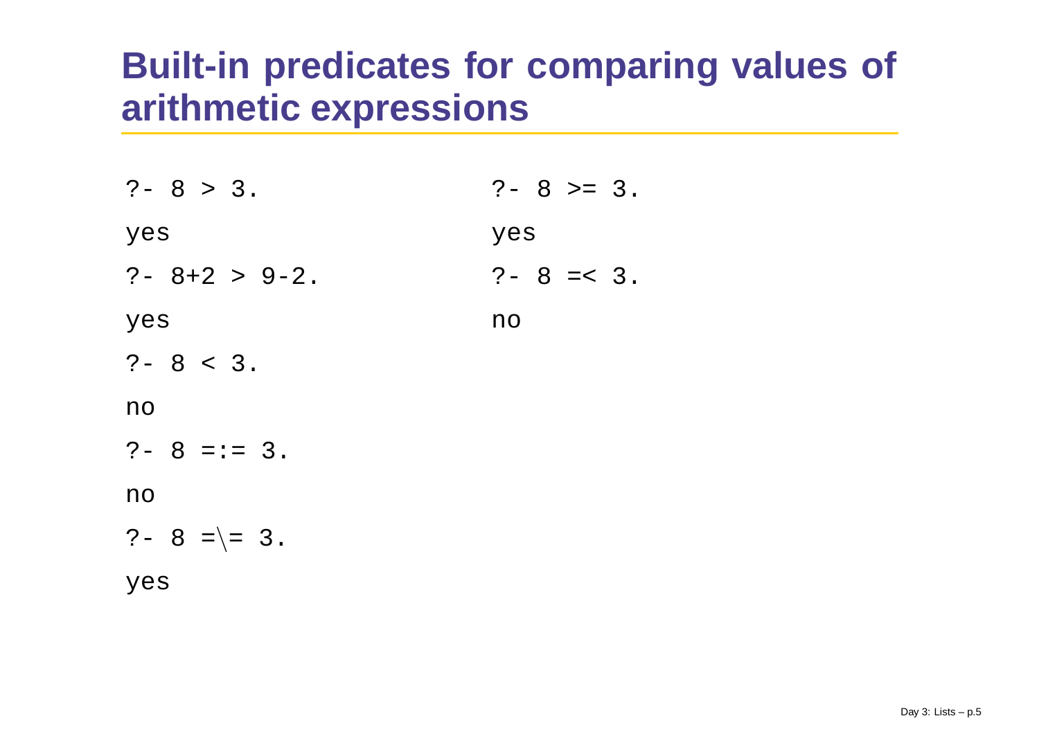# Built-in predicates for comparing values of arithmetic expressions

```
?- 8 > 3.
yes
?- 8+2 > 9-2.
yes
?- 8 < 3.
no
?- 8 =:= 3.
no
?- 8 =\= 3.
yes
```

```
?- 8 >= 3.
yes
?- 8 =< 3.
no
```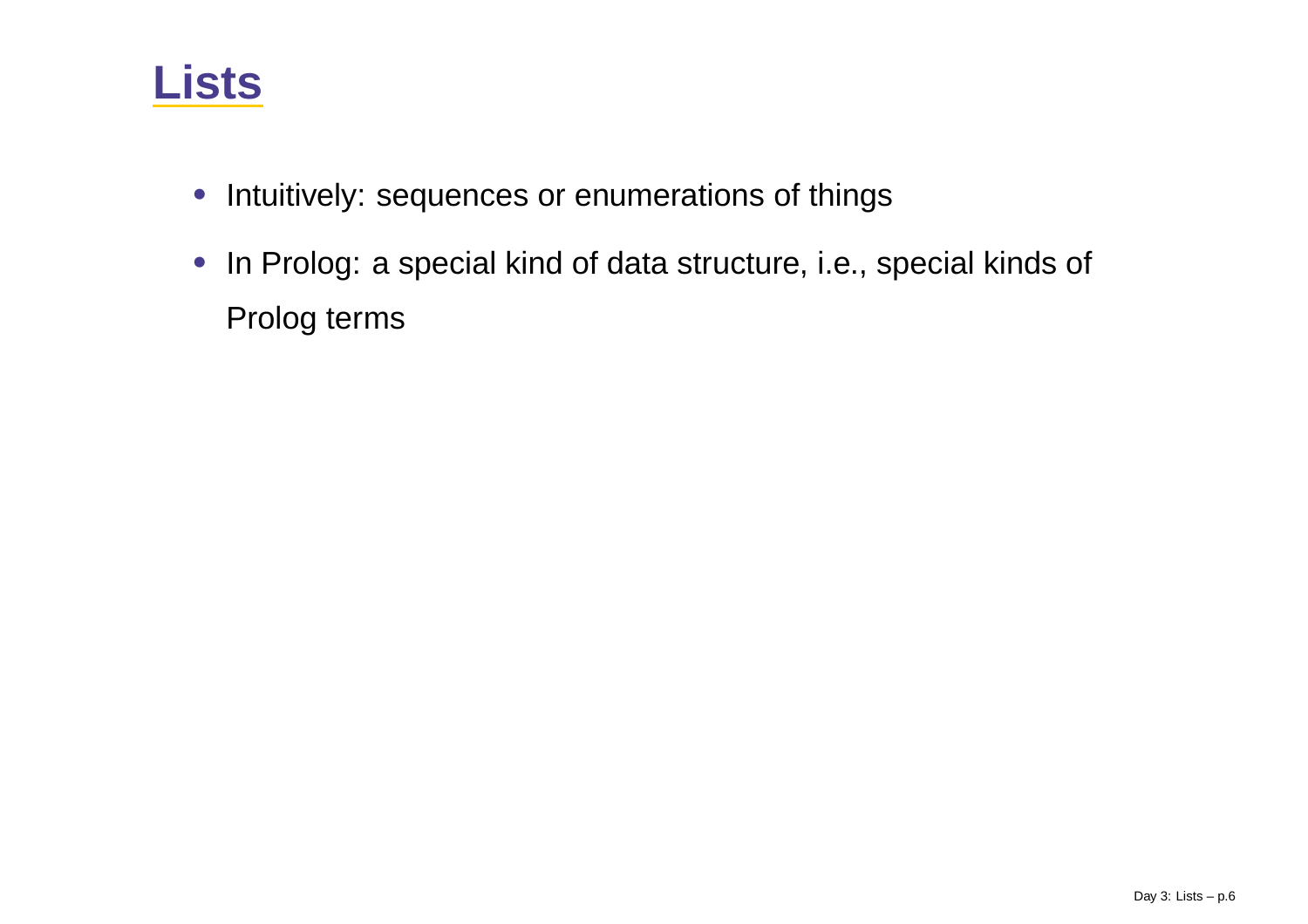# Lists

- Intuitively: sequences or enumerations of things
- In Prolog: a special kind of data structure, i.e., special kinds of Prolog terms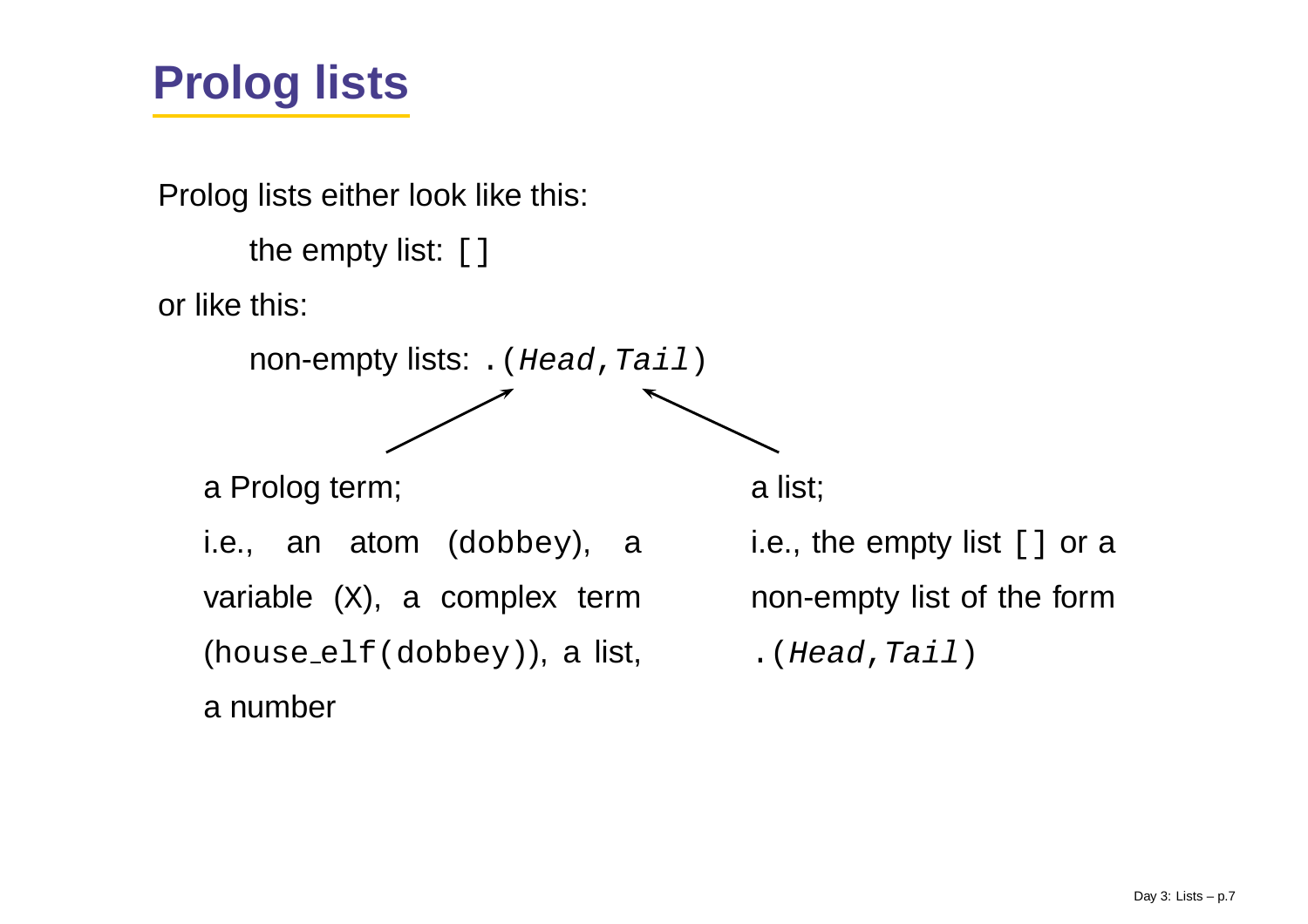# Prolog lists

Prolog lists either look like this:

the empty list: `[]`

or like this:

non-empty lists: `.(`*`Head`*`,`*`Tail`*`)`

a Prolog term;

i.e., an atom (`dobbey`), a variable (X), a complex term (`house_elf(dobbey)`), a list, a number

a list;

i.e., the empty list `[]` or a non-empty list of the form `.(`*`Head`*`,`*`Tail`*`)`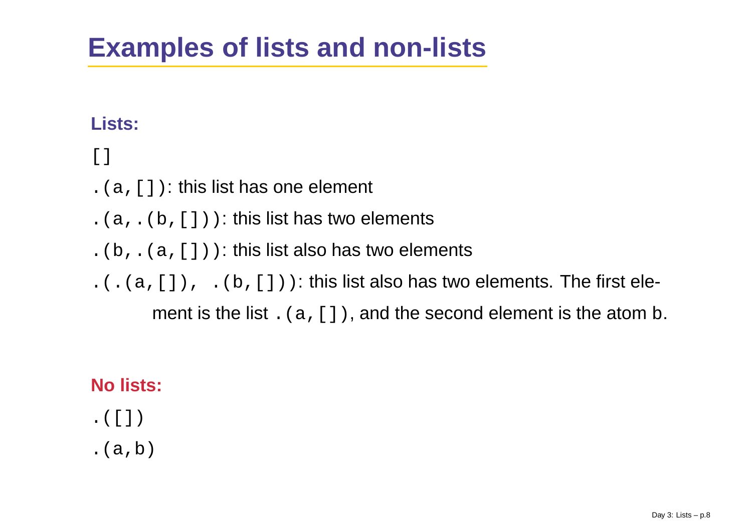# Examples of lists and non-lists

**Lists:**

`[]`

`.(a,[])`: this list has one element

`.(a,.(b,[]))`: this list has two elements

`.(b,.(a,[]))`: this list also has two elements

`.(.(a,[]), .(b,[]))`: this list also has two elements. The first element is the list `.(a,[])`, and the second element is the atom b.

**No lists:**

`.([])`

`.(a,b)`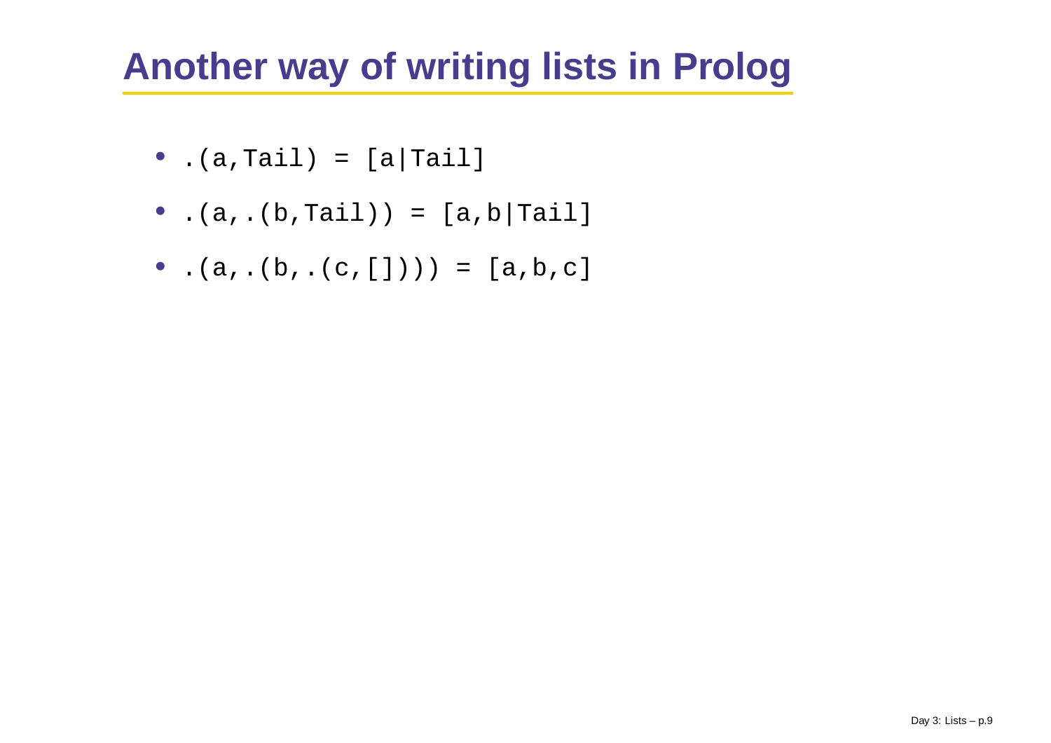# Another way of writing lists in Prolog

- `.(a,Tail) = [a|Tail]`
- `.(a,.(b,Tail)) = [a,b|Tail]`
- `.(a,.(b,.(c,[]))) = [a,b,c]`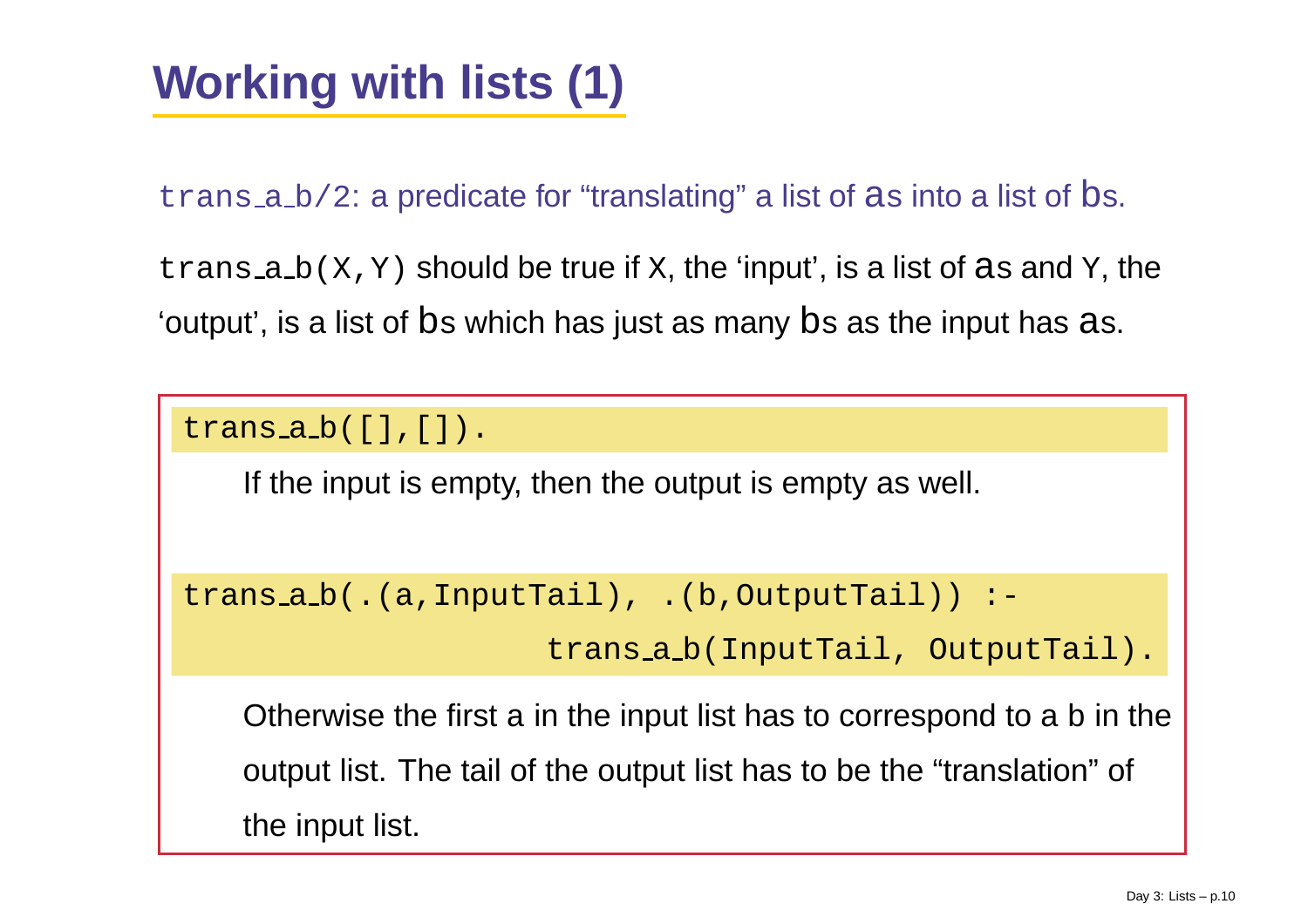# Working with lists (1)

`trans_a_b/2`: a predicate for “translating” a list of as into a list of bs.

`trans_a_b(X,Y)` should be true if `X`, the ‘input’, is a list of as and `Y`, the ‘output’, is a list of bs which has just as many bs as the input has as.

```
trans_a_b([],[]).
```

If the input is empty, then the output is empty as well.

```
trans_a_b(.(a,InputTail), .(b,OutputTail)) :-
                    trans_a_b(InputTail, OutputTail).
```

Otherwise the first a in the input list has to correspond to a b in the output list. The tail of the output list has to be the “translation” of the input list.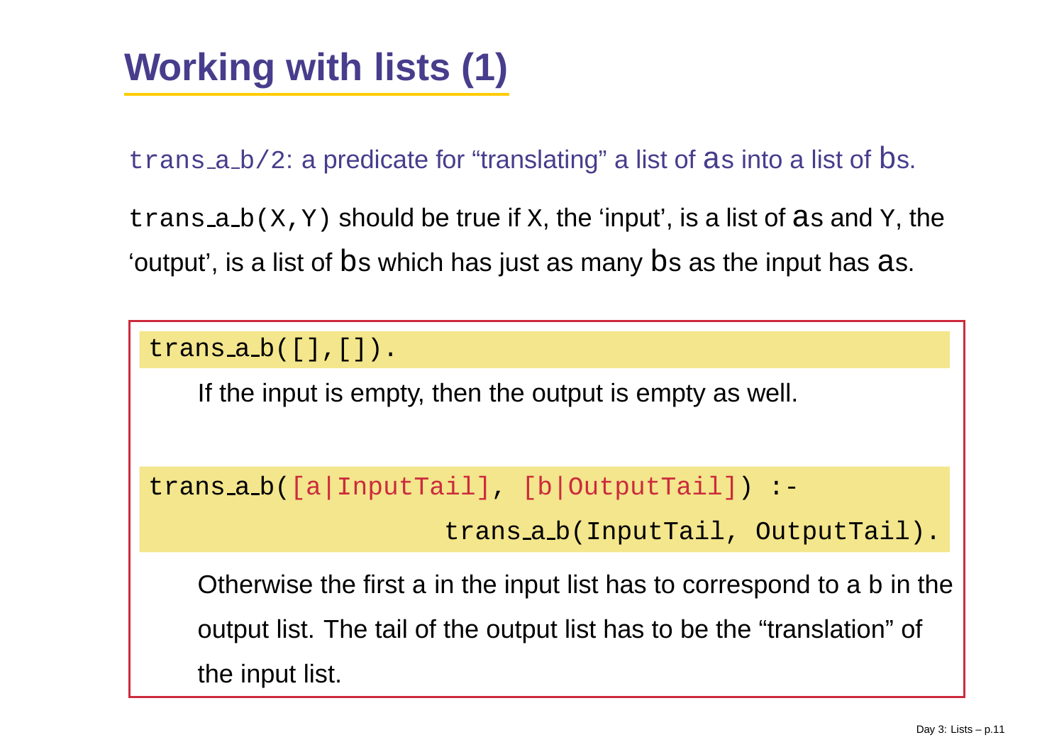# Working with lists (1)

`trans_a_b/2`: a predicate for “translating” a list of as into a list of bs.

`trans_a_b(X,Y)` should be true if `X`, the ‘input’, is a list of as and `Y`, the ‘output’, is a list of bs which has just as many bs as the input has as.

```
trans_a_b([],[]).
```

If the input is empty, then the output is empty as well.

```
trans_a_b([a|InputTail], [b|OutputTail]) :-
                    trans_a_b(InputTail, OutputTail).
```

Otherwise the first a in the input list has to correspond to a b in the output list. The tail of the output list has to be the “translation” of the input list.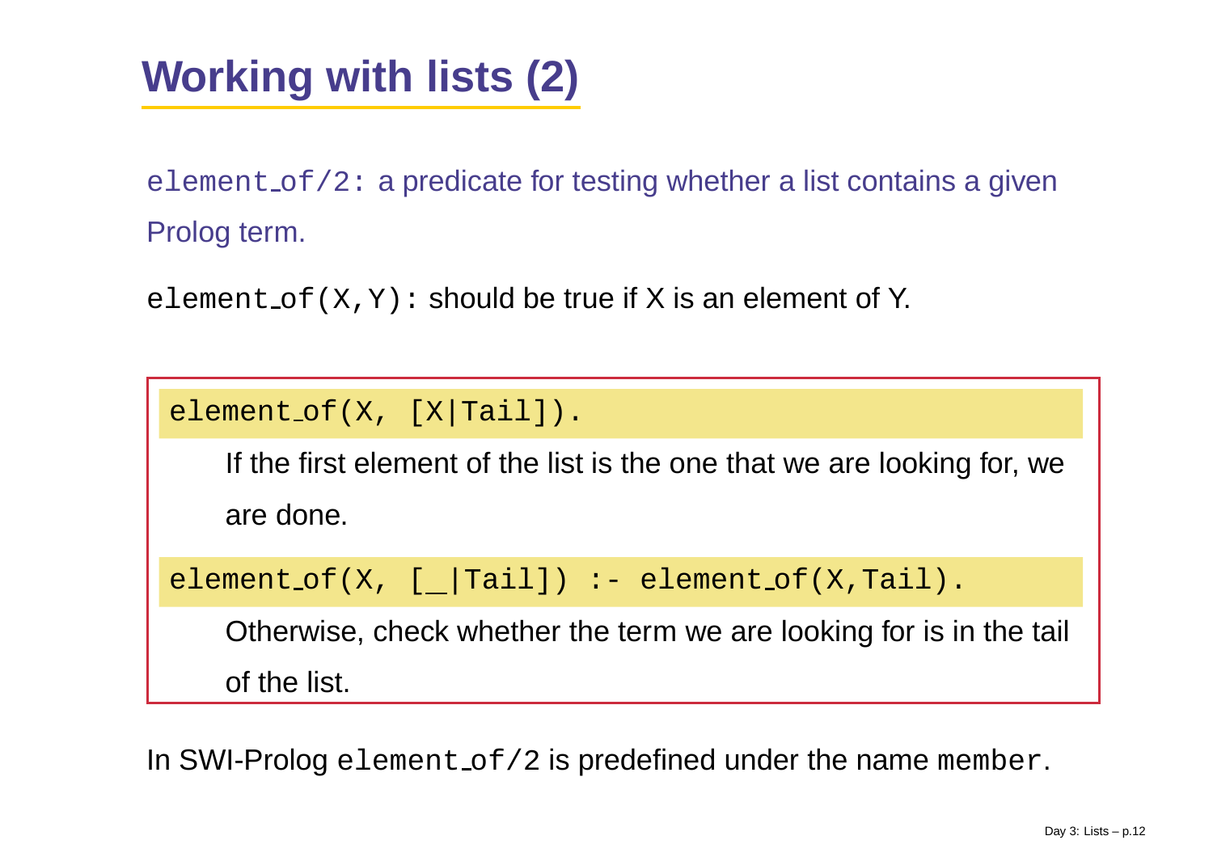# Working with lists (2)

`element_of/2`: a predicate for testing whether a list contains a given Prolog term.

`element_of(X,Y)`: should be true if X is an element of Y.

```
element_of(X, [X|Tail]).
```

If the first element of the list is the one that we are looking for, we are done.

```
element_of(X, [_|Tail]) :- element_of(X,Tail).
```

Otherwise, check whether the term we are looking for is in the tail of the list.

In SWI-Prolog `element_of/2` is predefined under the name `member`.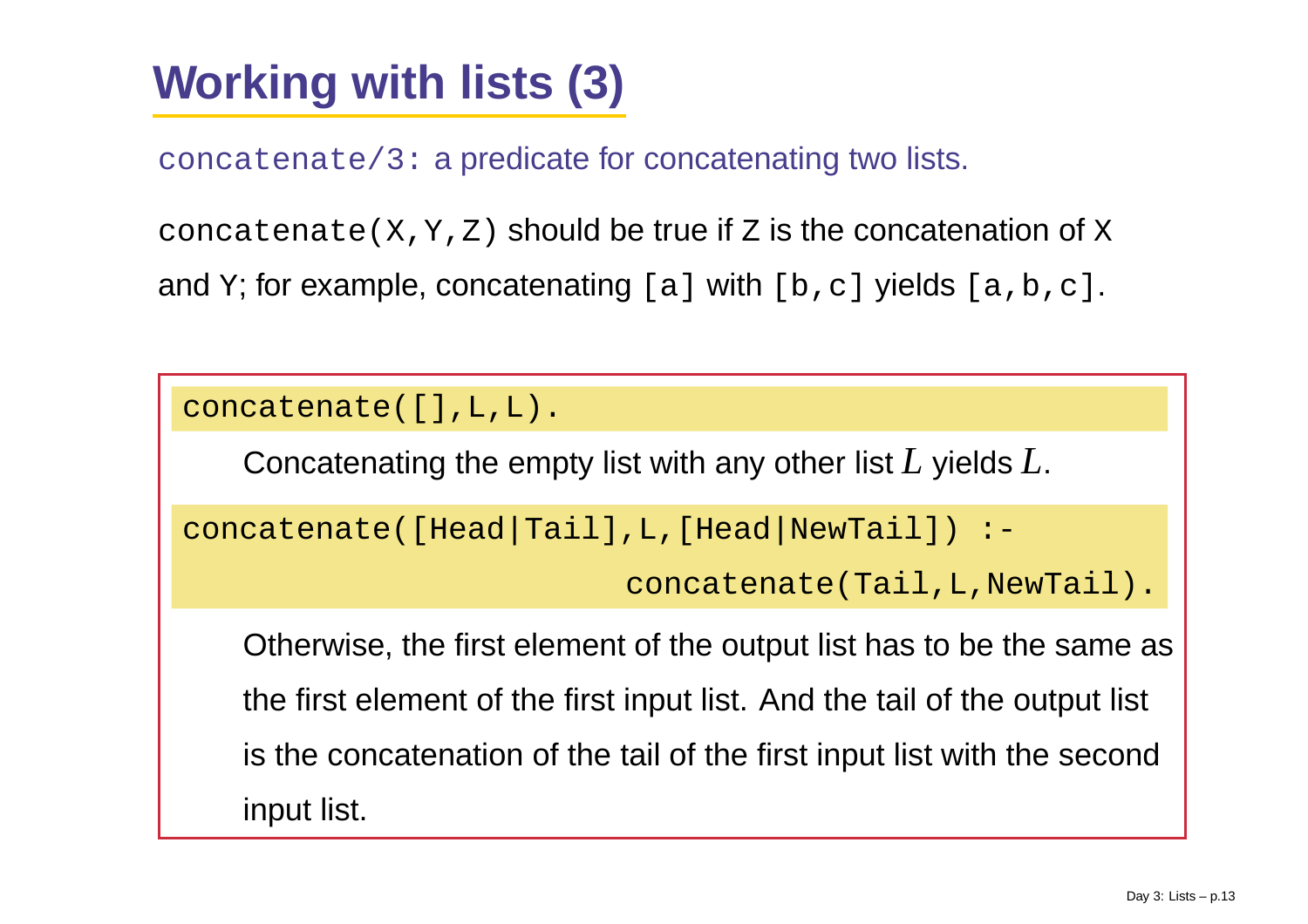# Working with lists (3)

`concatenate/3`: a predicate for concatenating two lists.

`concatenate(X,Y,Z)` should be true if `Z` is the concatenation of `X` and `Y`; for example, concatenating `[a]` with `[b,c]` yields `[a,b,c]`.

```
concatenate([],L,L).
```

Concatenating the empty list with any other list $L$ yields $L$.

```
concatenate([Head|Tail],L,[Head|NewTail]) :-
                         concatenate(Tail,L,NewTail).
```

Otherwise, the first element of the output list has to be the same as the first element of the first input list. And the tail of the output list is the concatenation of the tail of the first input list with the second input list.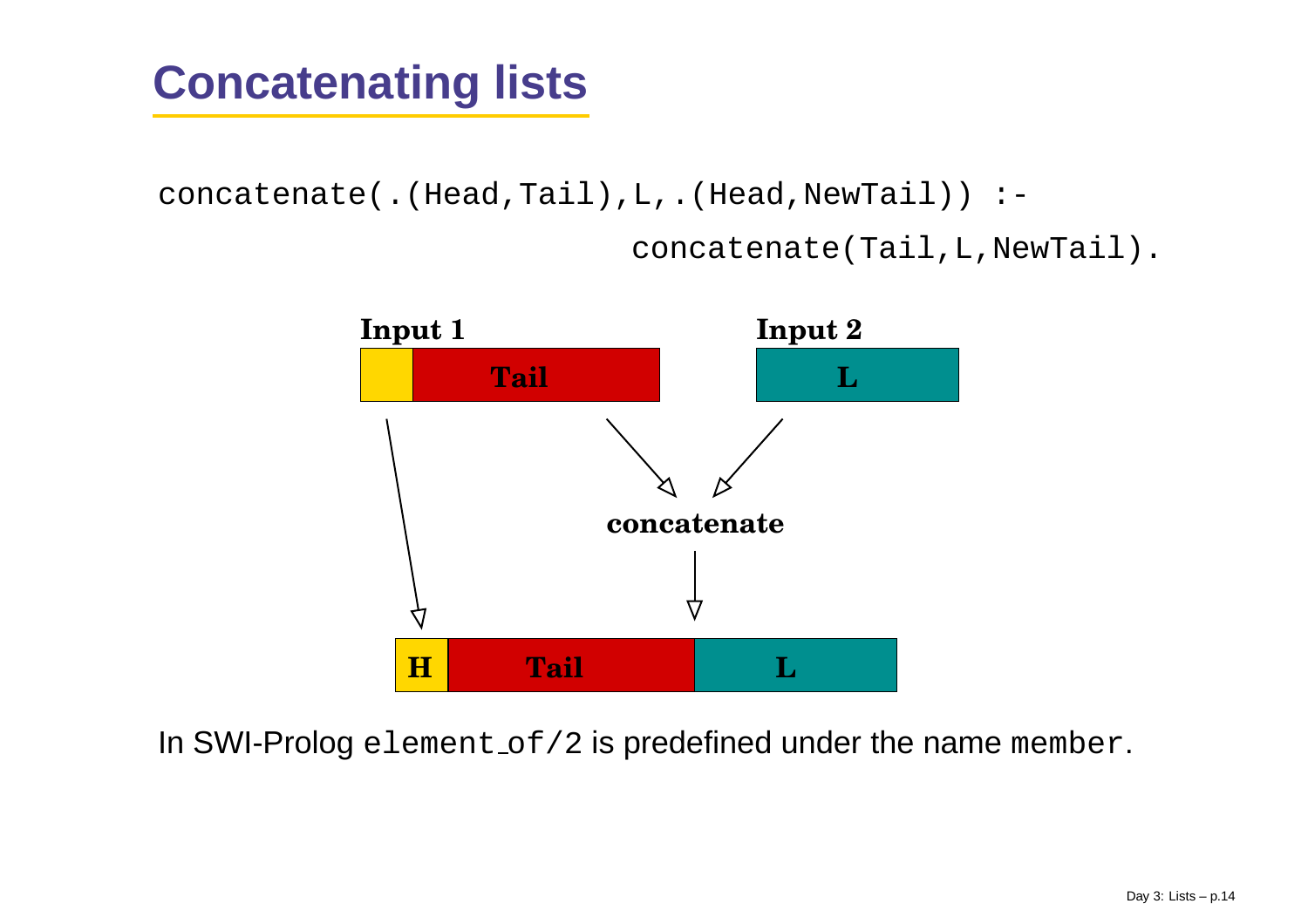# Concatenating lists

```
concatenate(.(Head,Tail),L,.(Head,NewTail)) :-
                    concatenate(Tail,L,NewTail).
```

In SWI-Prolog `element_of/2` is predefined under the name `member`.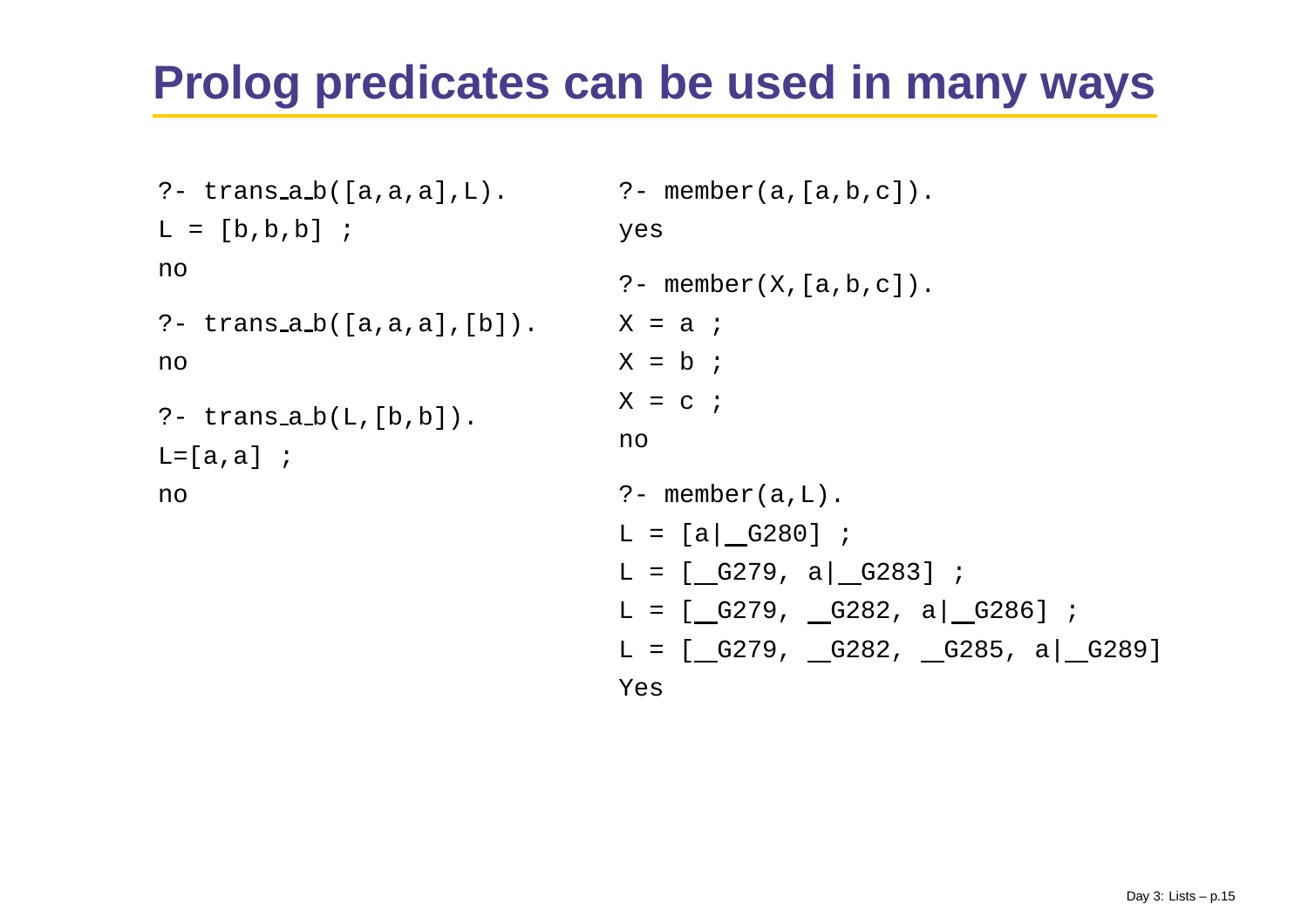# Prolog predicates can be used in many ways

```
?- trans_a_b([a,a,a],L).
L = [b,b,b] ;
no

?- trans_a_b([a,a,a],[b]).
no

?- trans_a_b(L,[b,b]).
L=[a,a] ;
no
```

```
?- member(a,[a,b,c]).
yes

?- member(X,[a,b,c]).
X = a ;
X = b ;
X = c ;
no

?- member(a,L).
L = [a|_G280] ;
L = [_G279, a|_G283] ;
L = [_G279, _G282, a|_G286] ;
L = [_G279, _G282, _G285, a|_G289]
Yes
```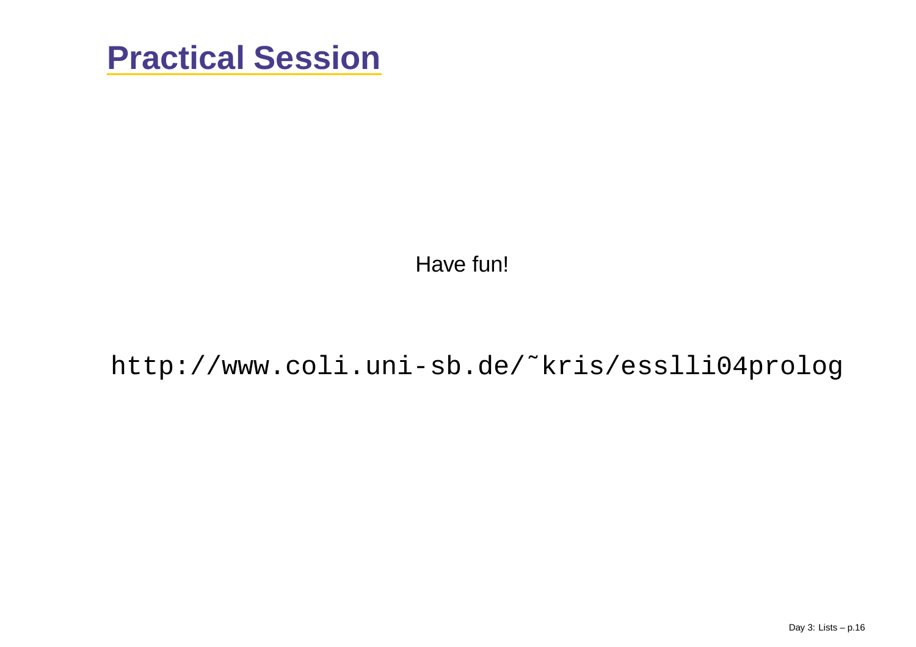# Practical Session

Have fun!

`http://www.coli.uni-sb.de/˜kris/esslli04prolog`